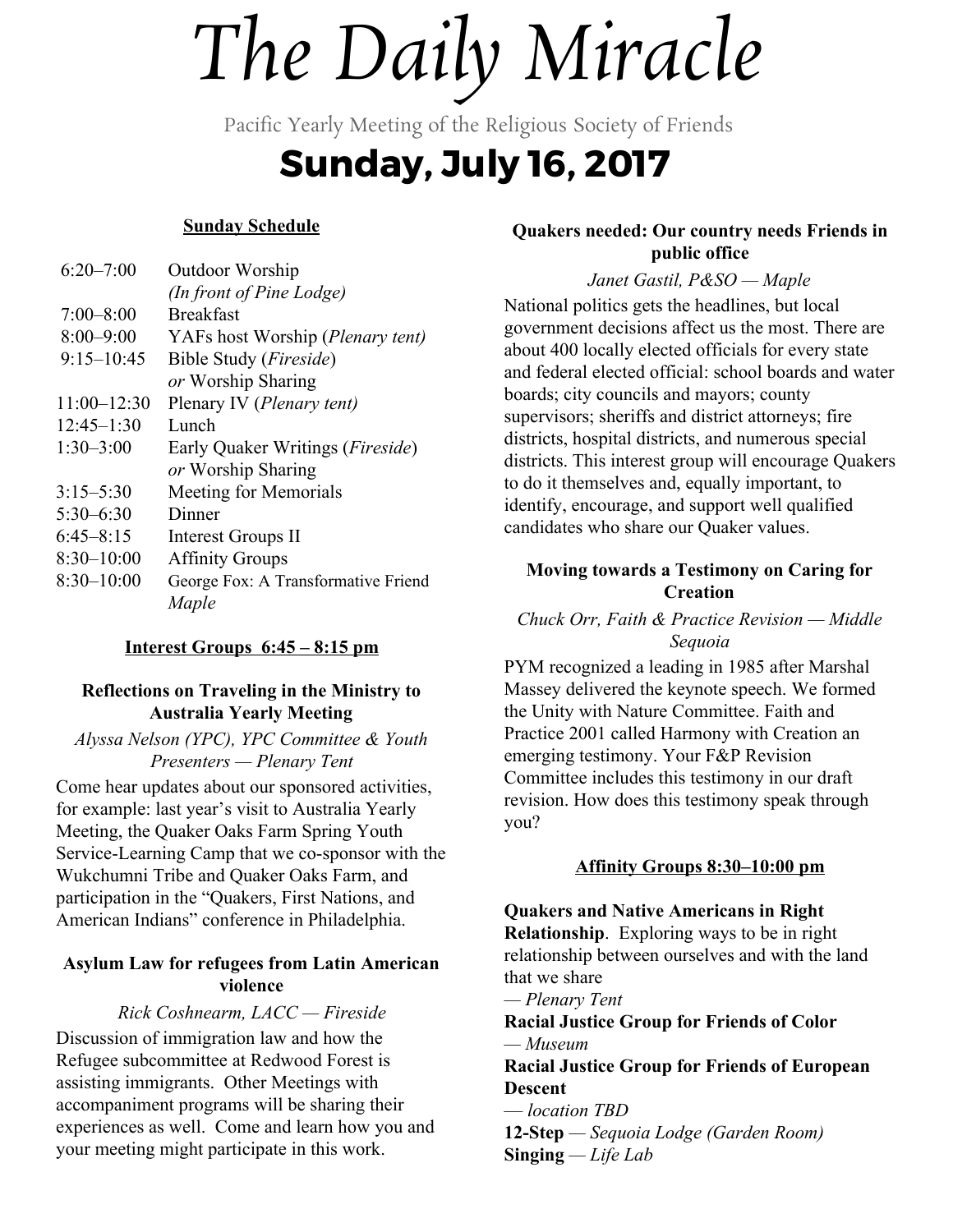# The Daily Miracle

Pacific Yearly Meeting of the Religious Society of Friends

## Sunday, July 16, 2017

### Sunday Schedule

| | |
|---|---|
| 6:20–7:00 | Outdoor Worship *(In front of Pine Lodge)* |
| 7:00–8:00 | Breakfast |
| 8:00–9:00 | YAFs host Worship (*Plenary tent)* |
| 9:15–10:45 | Bible Study (*Fireside*) *or* Worship Sharing |
| 11:00–12:30 | Plenary IV (*Plenary tent)* |
| 12:45–1:30 | Lunch |
| 1:30–3:00 | Early Quaker Writings (*Fireside*) *or* Worship Sharing |
| 3:15–5:30 | Meeting for Memorials |
| 5:30–6:30 | Dinner |
| 6:45–8:15 | Interest Groups II |
| 8:30–10:00 | Affinity Groups |
| 8:30–10:00 | George Fox: A Transformative Friend *Maple* |

### Interest Groups 6:45 – 8:15 pm

**Reflections on Traveling in the Ministry to Australia Yearly Meeting**

*Alyssa Nelson (YPC), YPC Committee & Youth Presenters — Plenary Tent*

Come hear updates about our sponsored activities, for example: last year's visit to Australia Yearly Meeting, the Quaker Oaks Farm Spring Youth Service-Learning Camp that we co-sponsor with the Wukchumni Tribe and Quaker Oaks Farm, and participation in the "Quakers, First Nations, and American Indians" conference in Philadelphia.

**Asylum Law for refugees from Latin American violence**

*Rick Coshnearm, LACC — Fireside*

Discussion of immigration law and how the Refugee subcommittee at Redwood Forest is assisting immigrants. Other Meetings with accompaniment programs will be sharing their experiences as well. Come and learn how you and your meeting might participate in this work.

**Quakers needed: Our country needs Friends in public office**

*Janet Gastil, P&SO — Maple*

National politics gets the headlines, but local government decisions affect us the most. There are about 400 locally elected officials for every state and federal elected official: school boards and water boards; city councils and mayors; county supervisors; sheriffs and district attorneys; fire districts, hospital districts, and numerous special districts. This interest group will encourage Quakers to do it themselves and, equally important, to identify, encourage, and support well qualified candidates who share our Quaker values.

**Moving towards a Testimony on Caring for Creation**

*Chuck Orr, Faith & Practice Revision — Middle Sequoia*

PYM recognized a leading in 1985 after Marshal Massey delivered the keynote speech. We formed the Unity with Nature Committee. Faith and Practice 2001 called Harmony with Creation an emerging testimony. Your F&P Revision Committee includes this testimony in our draft revision. How does this testimony speak through you?

### Affinity Groups 8:30–10:00 pm

**Quakers and Native Americans in Right Relationship**. Exploring ways to be in right relationship between ourselves and with the land that we share
*— Plenary Tent*

**Racial Justice Group for Friends of Color**
*— Museum*

**Racial Justice Group for Friends of European Descent**
*— location TBD*

**12-Step** — *Sequoia Lodge (Garden Room)*

**Singing** — *Life Lab*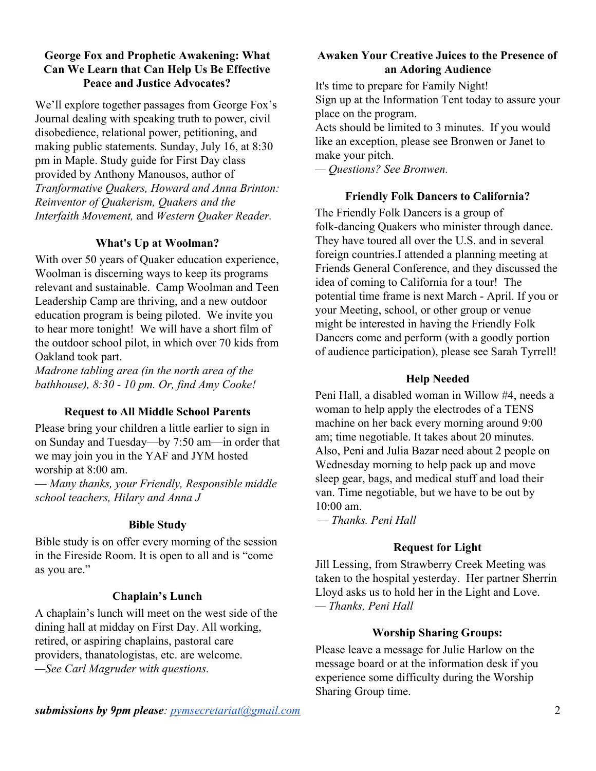### George Fox and Prophetic Awakening: What Can We Learn that Can Help Us Be Effective Peace and Justice Advocates?

We'll explore together passages from George Fox's Journal dealing with speaking truth to power, civil disobedience, relational power, petitioning, and making public statements. Sunday, July 16, at 8:30 pm in Maple. Study guide for First Day class provided by Anthony Manousos, author of *Tranformative Quakers, Howard and Anna Brinton: Reinventor of Quakerism, Quakers and the Interfaith Movement,* and *Western Quaker Reader.*

### What's Up at Woolman?

With over 50 years of Quaker education experience, Woolman is discerning ways to keep its programs relevant and sustainable. Camp Woolman and Teen Leadership Camp are thriving, and a new outdoor education program is being piloted. We invite you to hear more tonight! We will have a short film of the outdoor school pilot, in which over 70 kids from Oakland took part.

*Madrone tabling area (in the north area of the bathhouse), 8:30 - 10 pm. Or, find Amy Cooke!*

### Request to All Middle School Parents

Please bring your children a little earlier to sign in on Sunday and Tuesday—by 7:50 am—in order that we may join you in the YAF and JYM hosted worship at 8:00 am.

*— Many thanks, your Friendly, Responsible middle school teachers, Hilary and Anna J*

### Bible Study

Bible study is on offer every morning of the session in the Fireside Room. It is open to all and is "come as you are."

### Chaplain's Lunch

A chaplain's lunch will meet on the west side of the dining hall at midday on First Day. All working, retired, or aspiring chaplains, pastoral care providers, thanatologistas, etc. are welcome.

*—See Carl Magruder with questions.*

### Awaken Your Creative Juices to the Presence of an Adoring Audience

It's time to prepare for Family Night!

Sign up at the Information Tent today to assure your place on the program.

Acts should be limited to 3 minutes. If you would like an exception, please see Bronwen or Janet to make your pitch.

*— Questions? See Bronwen.*

### Friendly Folk Dancers to California?

The Friendly Folk Dancers is a group of folk-dancing Quakers who minister through dance. They have toured all over the U.S. and in several foreign countries.I attended a planning meeting at Friends General Conference, and they discussed the idea of coming to California for a tour! The potential time frame is next March - April. If you or your Meeting, school, or other group or venue might be interested in having the Friendly Folk Dancers come and perform (with a goodly portion of audience participation), please see Sarah Tyrrell!

### Help Needed

Peni Hall, a disabled woman in Willow #4, needs a woman to help apply the electrodes of a TENS machine on her back every morning around 9:00 am; time negotiable. It takes about 20 minutes. Also, Peni and Julia Bazar need about 2 people on Wednesday morning to help pack up and move sleep gear, bags, and medical stuff and load their van. Time negotiable, but we have to be out by 10:00 am.

*— Thanks. Peni Hall*

### Request for Light

Jill Lessing, from Strawberry Creek Meeting was taken to the hospital yesterday. Her partner Sherrin Lloyd asks us to hold her in the Light and Love.

*— Thanks, Peni Hall*

### Worship Sharing Groups:

Please leave a message for Julie Harlow on the message board or at the information desk if you experience some difficulty during the Worship Sharing Group time.

***submissions by 9pm please**: pymsecretariat@gmail.com*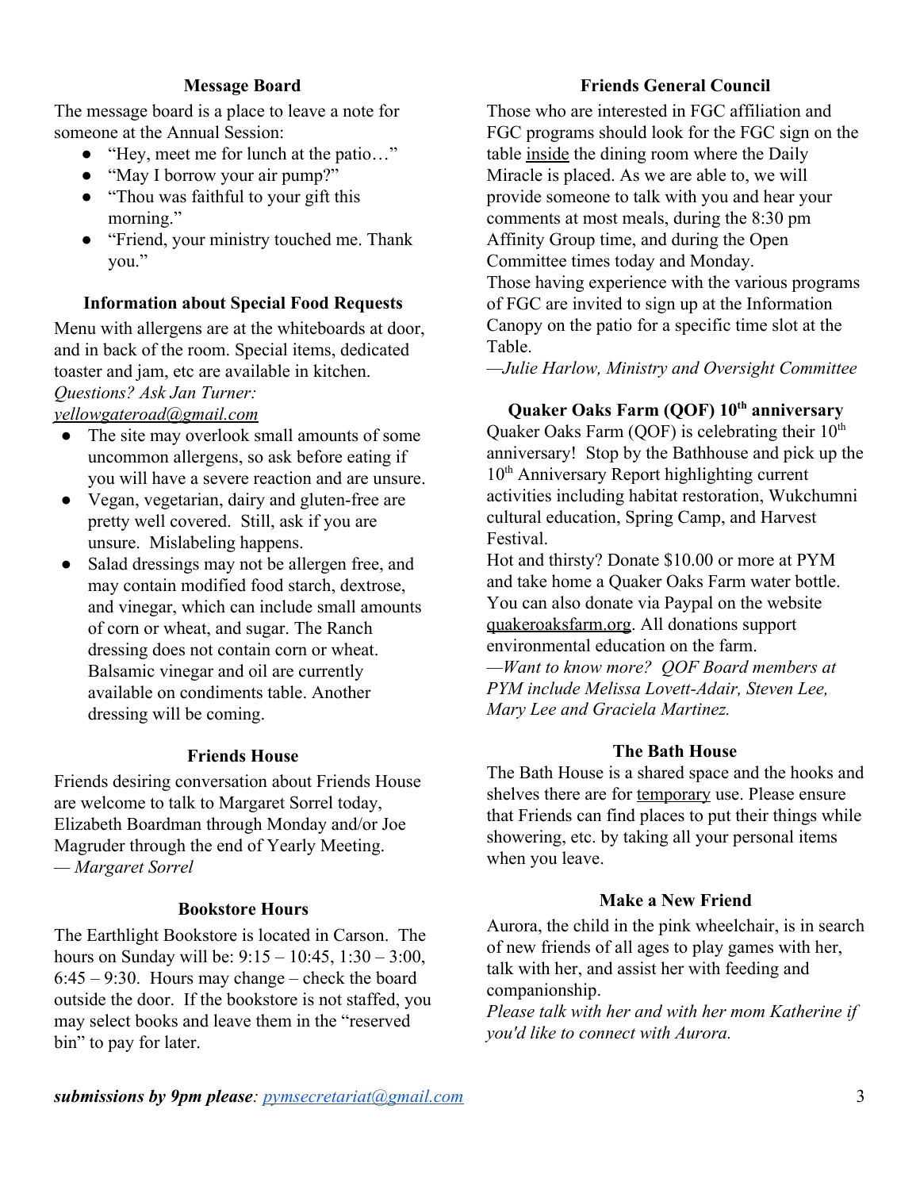### Message Board

The message board is a place to leave a note for someone at the Annual Session:

- "Hey, meet me for lunch at the patio…"
- "May I borrow your air pump?"
- "Thou was faithful to your gift this morning."
- "Friend, your ministry touched me. Thank you."

### Information about Special Food Requests

Menu with allergens are at the whiteboards at door, and in back of the room. Special items, dedicated toaster and jam, etc are available in kitchen. *Questions? Ask Jan Turner: yellowgateroad@gmail.com*

- The site may overlook small amounts of some uncommon allergens, so ask before eating if you will have a severe reaction and are unsure.
- Vegan, vegetarian, dairy and gluten-free are pretty well covered. Still, ask if you are unsure. Mislabeling happens.
- Salad dressings may not be allergen free, and may contain modified food starch, dextrose, and vinegar, which can include small amounts of corn or wheat, and sugar. The Ranch dressing does not contain corn or wheat. Balsamic vinegar and oil are currently available on condiments table. Another dressing will be coming.

### Friends House

Friends desiring conversation about Friends House are welcome to talk to Margaret Sorrel today, Elizabeth Boardman through Monday and/or Joe Magruder through the end of Yearly Meeting.
*— Margaret Sorrel*

### Bookstore Hours

The Earthlight Bookstore is located in Carson. The hours on Sunday will be: 9:15 – 10:45, 1:30 – 3:00, 6:45 – 9:30. Hours may change – check the board outside the door. If the bookstore is not staffed, you may select books and leave them in the "reserved bin" to pay for later.

### Friends General Council

Those who are interested in FGC affiliation and FGC programs should look for the FGC sign on the table inside the dining room where the Daily Miracle is placed. As we are able to, we will provide someone to talk with you and hear your comments at most meals, during the 8:30 pm Affinity Group time, and during the Open Committee times today and Monday.
Those having experience with the various programs of FGC are invited to sign up at the Information Canopy on the patio for a specific time slot at the Table.
*—Julie Harlow, Ministry and Oversight Committee*

### Quaker Oaks Farm (QOF) 10th anniversary

Quaker Oaks Farm (QOF) is celebrating their 10th anniversary! Stop by the Bathhouse and pick up the 10th Anniversary Report highlighting current activities including habitat restoration, Wukchumni cultural education, Spring Camp, and Harvest Festival.
Hot and thirsty? Donate $10.00 or more at PYM and take home a Quaker Oaks Farm water bottle. You can also donate via Paypal on the website quakeroaksfarm.org. All donations support environmental education on the farm.
*—Want to know more? QOF Board members at PYM include Melissa Lovett-Adair, Steven Lee, Mary Lee and Graciela Martinez.*

### The Bath House

The Bath House is a shared space and the hooks and shelves there are for temporary use. Please ensure that Friends can find places to put their things while showering, etc. by taking all your personal items when you leave.

### Make a New Friend

Aurora, the child in the pink wheelchair, is in search of new friends of all ages to play games with her, talk with her, and assist her with feeding and companionship.
*Please talk with her and with her mom Katherine if you'd like to connect with Aurora.*

***submissions by 9pm please**: pymsecretariat@gmail.com*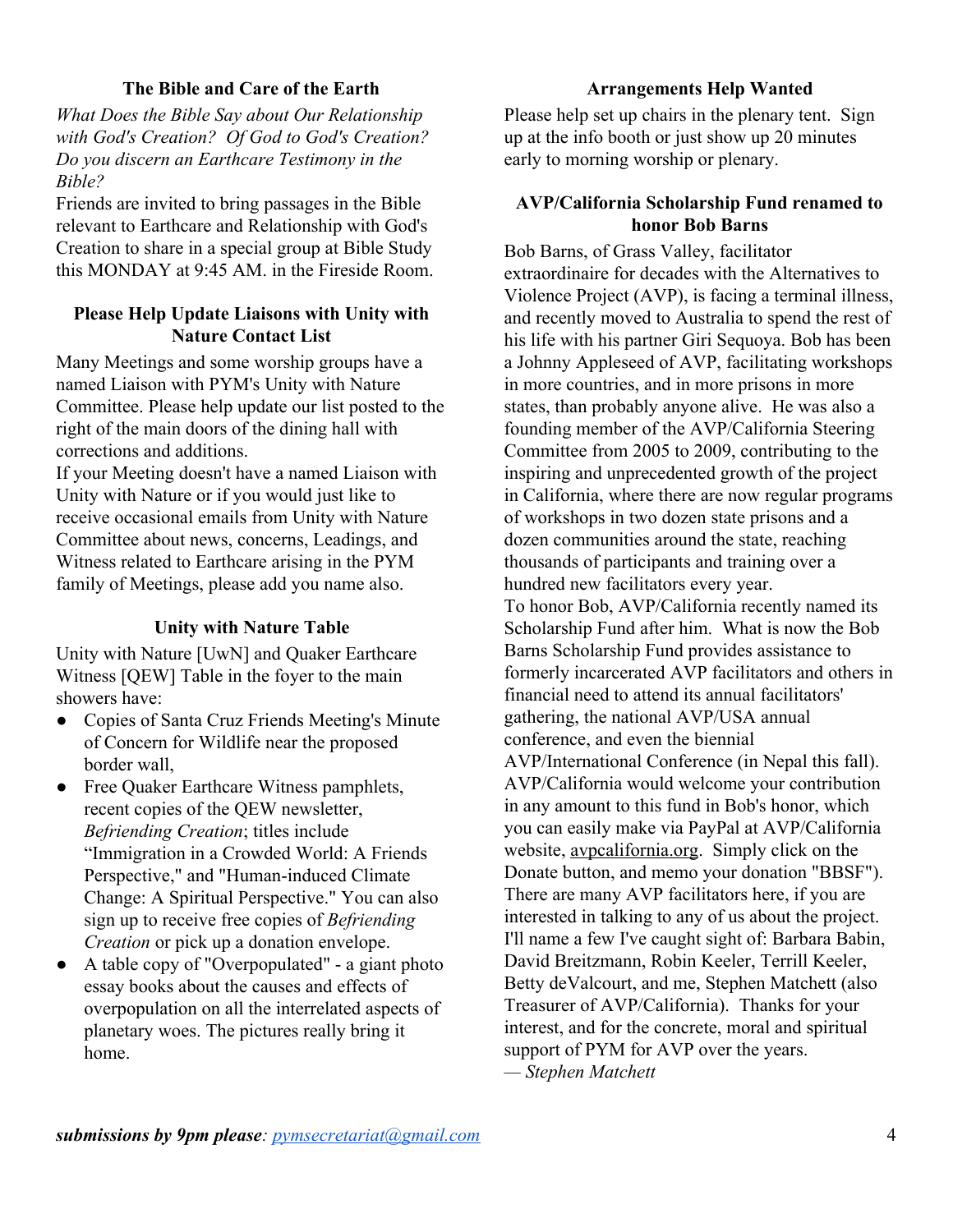### The Bible and Care of the Earth

*What Does the Bible Say about Our Relationship with God's Creation? Of God to God's Creation? Do you discern an Earthcare Testimony in the Bible?*

Friends are invited to bring passages in the Bible relevant to Earthcare and Relationship with God's Creation to share in a special group at Bible Study this MONDAY at 9:45 AM. in the Fireside Room.

### Please Help Update Liaisons with Unity with Nature Contact List

Many Meetings and some worship groups have a named Liaison with PYM's Unity with Nature Committee. Please help update our list posted to the right of the main doors of the dining hall with corrections and additions.

If your Meeting doesn't have a named Liaison with Unity with Nature or if you would just like to receive occasional emails from Unity with Nature Committee about news, concerns, Leadings, and Witness related to Earthcare arising in the PYM family of Meetings, please add you name also.

### Unity with Nature Table

Unity with Nature [UwN] and Quaker Earthcare Witness [QEW] Table in the foyer to the main showers have:

- Copies of Santa Cruz Friends Meeting's Minute of Concern for Wildlife near the proposed border wall,
- Free Quaker Earthcare Witness pamphlets, recent copies of the QEW newsletter, *Befriending Creation*; titles include "Immigration in a Crowded World: A Friends Perspective," and "Human-induced Climate Change: A Spiritual Perspective." You can also sign up to receive free copies of *Befriending Creation* or pick up a donation envelope.
- A table copy of "Overpopulated" - a giant photo essay books about the causes and effects of overpopulation on all the interrelated aspects of planetary woes. The pictures really bring it home.

### Arrangements Help Wanted

Please help set up chairs in the plenary tent. Sign up at the info booth or just show up 20 minutes early to morning worship or plenary.

### AVP/California Scholarship Fund renamed to honor Bob Barns

Bob Barns, of Grass Valley, facilitator extraordinaire for decades with the Alternatives to Violence Project (AVP), is facing a terminal illness, and recently moved to Australia to spend the rest of his life with his partner Giri Sequoya. Bob has been a Johnny Appleseed of AVP, facilitating workshops in more countries, and in more prisons in more states, than probably anyone alive. He was also a founding member of the AVP/California Steering Committee from 2005 to 2009, contributing to the inspiring and unprecedented growth of the project in California, where there are now regular programs of workshops in two dozen state prisons and a dozen communities around the state, reaching thousands of participants and training over a hundred new facilitators every year.

To honor Bob, AVP/California recently named its Scholarship Fund after him. What is now the Bob Barns Scholarship Fund provides assistance to formerly incarcerated AVP facilitators and others in financial need to attend its annual facilitators' gathering, the national AVP/USA annual conference, and even the biennial AVP/International Conference (in Nepal this fall). AVP/California would welcome your contribution in any amount to this fund in Bob's honor, which you can easily make via PayPal at AVP/California website, avpcalifornia.org. Simply click on the Donate button, and memo your donation "BBSF"). There are many AVP facilitators here, if you are interested in talking to any of us about the project. I'll name a few I've caught sight of: Barbara Babin, David Breitzmann, Robin Keeler, Terrill Keeler, Betty deValcourt, and me, Stephen Matchett (also Treasurer of AVP/California). Thanks for your interest, and for the concrete, moral and spiritual support of PYM for AVP over the years.

— *Stephen Matchett*

***submissions by 9pm please**: pymsecretariat@gmail.com*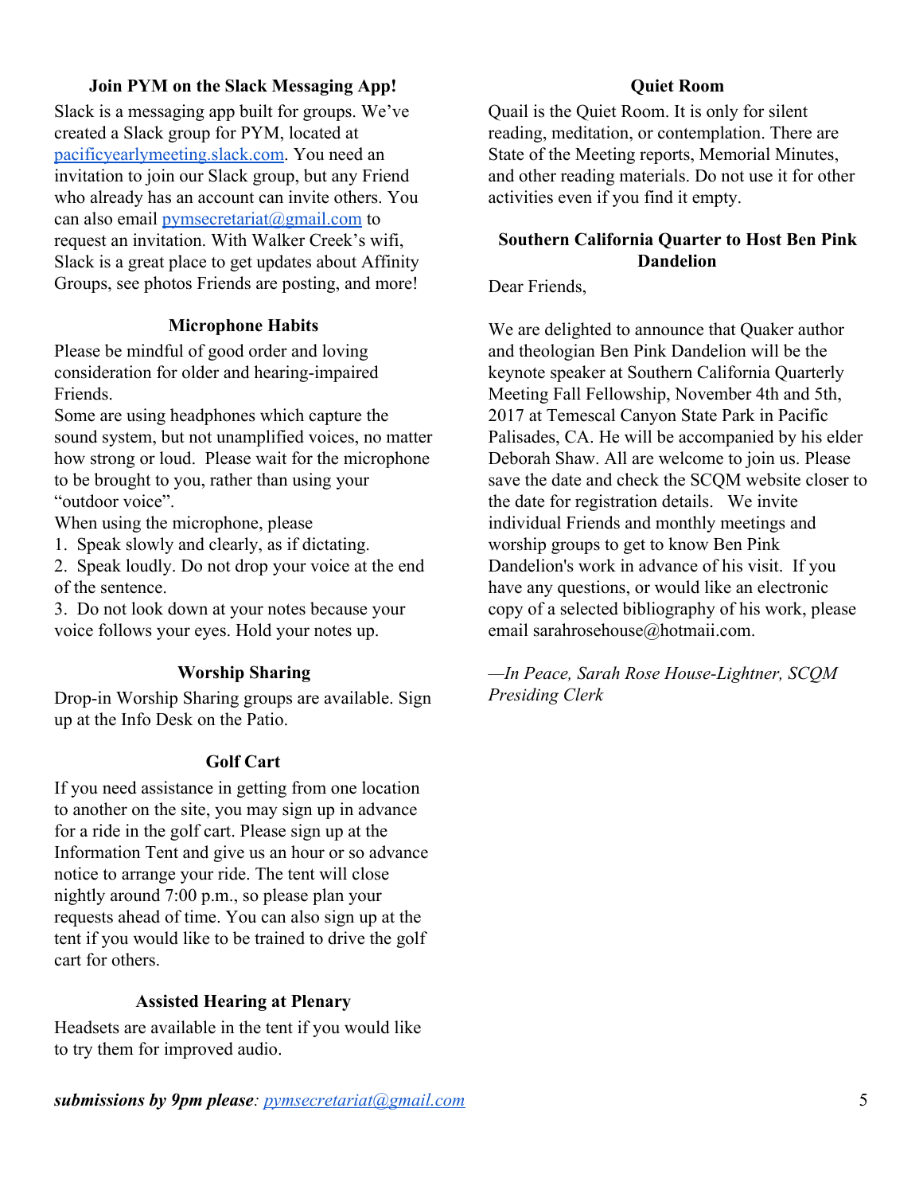### Join PYM on the Slack Messaging App!

Slack is a messaging app built for groups. We've created a Slack group for PYM, located at [pacificyearlymeeting.slack.com](pacificyearlymeeting.slack.com). You need an invitation to join our Slack group, but any Friend who already has an account can invite others. You can also email [pymsecretariat@gmail.com](mailto:pymsecretariat@gmail.com) to request an invitation. With Walker Creek's wifi, Slack is a great place to get updates about Affinity Groups, see photos Friends are posting, and more!

### Microphone Habits

Please be mindful of good order and loving consideration for older and hearing-impaired Friends.

Some are using headphones which capture the sound system, but not unamplified voices, no matter how strong or loud. Please wait for the microphone to be brought to you, rather than using your "outdoor voice".

When using the microphone, please

1. Speak slowly and clearly, as if dictating.
2. Speak loudly. Do not drop your voice at the end of the sentence.
3. Do not look down at your notes because your voice follows your eyes. Hold your notes up.

### Worship Sharing

Drop-in Worship Sharing groups are available. Sign up at the Info Desk on the Patio.

### Golf Cart

If you need assistance in getting from one location to another on the site, you may sign up in advance for a ride in the golf cart. Please sign up at the Information Tent and give us an hour or so advance notice to arrange your ride. The tent will close nightly around 7:00 p.m., so please plan your requests ahead of time. You can also sign up at the tent if you would like to be trained to drive the golf cart for others.

### Assisted Hearing at Plenary

Headsets are available in the tent if you would like to try them for improved audio.

### Quiet Room

Quail is the Quiet Room. It is only for silent reading, meditation, or contemplation. There are State of the Meeting reports, Memorial Minutes, and other reading materials. Do not use it for other activities even if you find it empty.

### Southern California Quarter to Host Ben Pink Dandelion

Dear Friends,

We are delighted to announce that Quaker author and theologian Ben Pink Dandelion will be the keynote speaker at Southern California Quarterly Meeting Fall Fellowship, November 4th and 5th, 2017 at Temescal Canyon State Park in Pacific Palisades, CA. He will be accompanied by his elder Deborah Shaw. All are welcome to join us. Please save the date and check the SCQM website closer to the date for registration details. We invite individual Friends and monthly meetings and worship groups to get to know Ben Pink Dandelion's work in advance of his visit. If you have any questions, or would like an electronic copy of a selected bibliography of his work, please email sarahrosehouse@hotmaii.com.

*—In Peace, Sarah Rose House-Lightner, SCQM Presiding Clerk*

***submissions by 9pm please***: [pymsecretariat@gmail.com](mailto:pymsecretariat@gmail.com)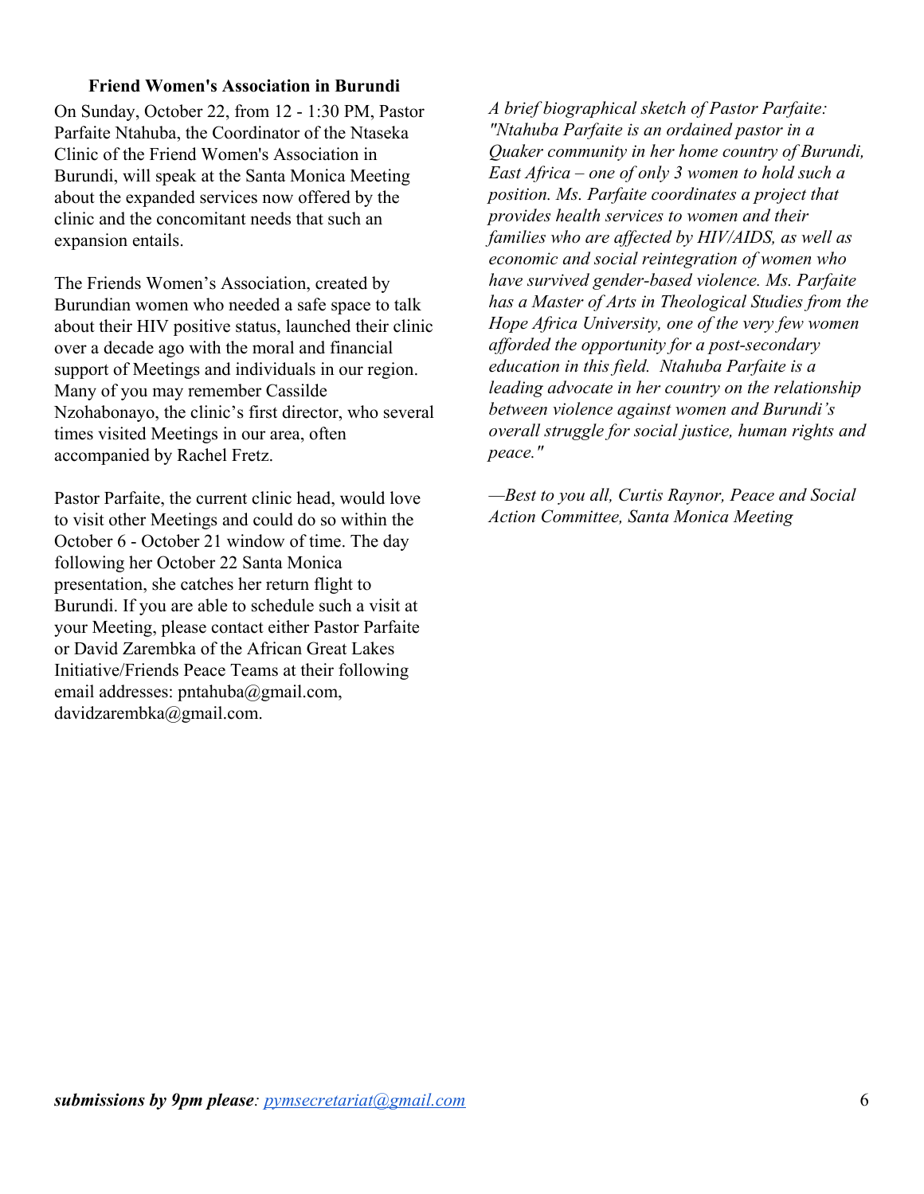### Friend Women's Association in Burundi

On Sunday, October 22, from 12 - 1:30 PM, Pastor Parfaite Ntahuba, the Coordinator of the Ntaseka Clinic of the Friend Women's Association in Burundi, will speak at the Santa Monica Meeting about the expanded services now offered by the clinic and the concomitant needs that such an expansion entails.

The Friends Women's Association, created by Burundian women who needed a safe space to talk about their HIV positive status, launched their clinic over a decade ago with the moral and financial support of Meetings and individuals in our region. Many of you may remember Cassilde Nzohabonayo, the clinic's first director, who several times visited Meetings in our area, often accompanied by Rachel Fretz.

Pastor Parfaite, the current clinic head, would love to visit other Meetings and could do so within the October 6 - October 21 window of time. The day following her October 22 Santa Monica presentation, she catches her return flight to Burundi. If you are able to schedule such a visit at your Meeting, please contact either Pastor Parfaite or David Zarembka of the African Great Lakes Initiative/Friends Peace Teams at their following email addresses: pntahuba@gmail.com, davidzarembka@gmail.com.

*A brief biographical sketch of Pastor Parfaite: "Ntahuba Parfaite is an ordained pastor in a Quaker community in her home country of Burundi, East Africa – one of only 3 women to hold such a position. Ms. Parfaite coordinates a project that provides health services to women and their families who are affected by HIV/AIDS, as well as economic and social reintegration of women who have survived gender-based violence. Ms. Parfaite has a Master of Arts in Theological Studies from the Hope Africa University, one of the very few women afforded the opportunity for a post-secondary education in this field. Ntahuba Parfaite is a leading advocate in her country on the relationship between violence against women and Burundi's overall struggle for social justice, human rights and peace."*

*—Best to you all, Curtis Raynor, Peace and Social Action Committee, Santa Monica Meeting*

***submissions by 9pm please****:* [pymsecretariat@gmail.com](mailto:pymsecretariat@gmail.com)